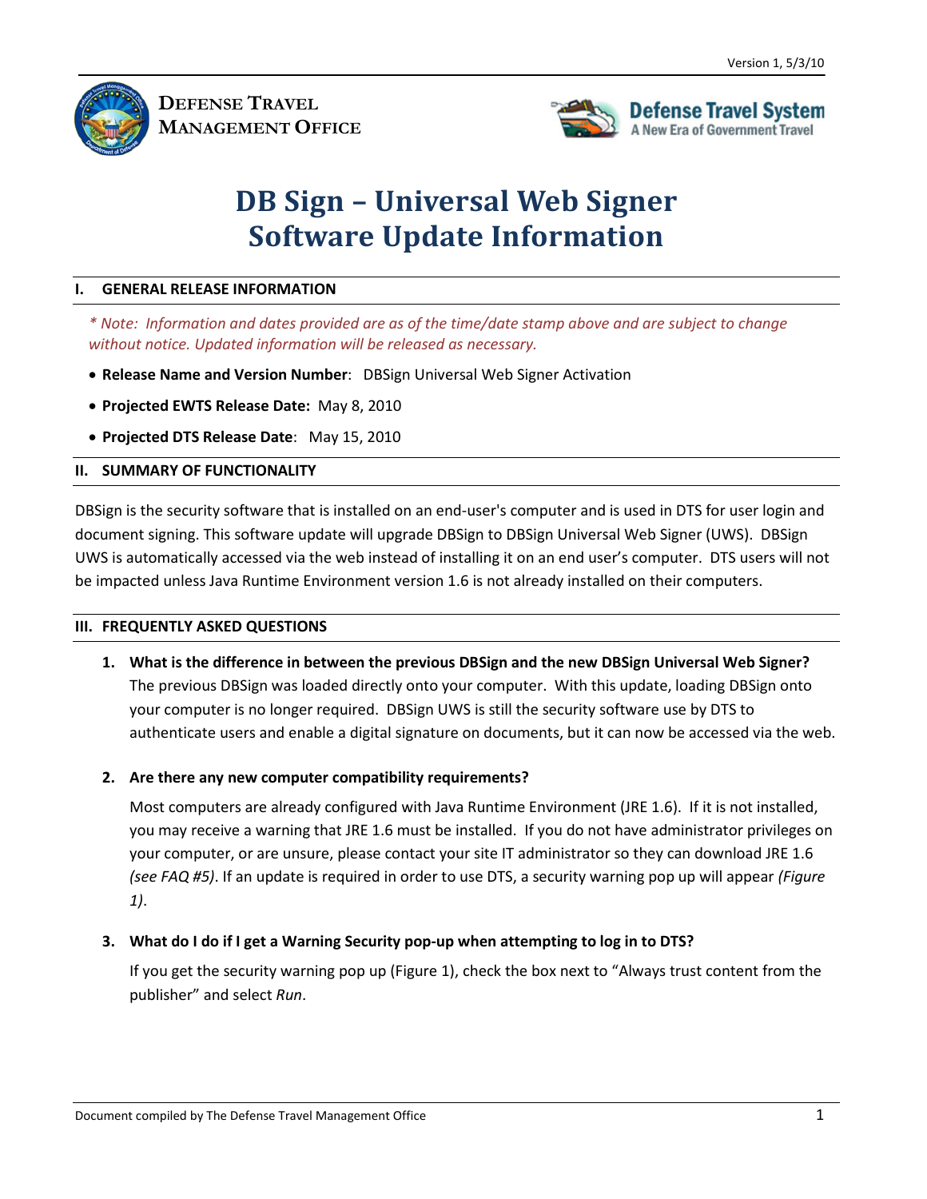Version 1, 5/3/10

**DEFENSE TRAVEL MANAGEMENT OFFICE**

**Defense Travel System**
A New Era of Government Travel

# DB Sign – Universal Web Signer Software Update Information

## I. GENERAL RELEASE INFORMATION

*\* Note: Information and dates provided are as of the time/date stamp above and are subject to change without notice. Updated information will be released as necessary.*

- **Release Name and Version Number**: DBSign Universal Web Signer Activation
- **Projected EWTS Release Date:** May 8, 2010
- **Projected DTS Release Date**: May 15, 2010

## II. SUMMARY OF FUNCTIONALITY

DBSign is the security software that is installed on an end-user's computer and is used in DTS for user login and document signing. This software update will upgrade DBSign to DBSign Universal Web Signer (UWS). DBSign UWS is automatically accessed via the web instead of installing it on an end user's computer. DTS users will not be impacted unless Java Runtime Environment version 1.6 is not already installed on their computers.

## III. FREQUENTLY ASKED QUESTIONS

1. **What is the difference in between the previous DBSign and the new DBSign Universal Web Signer?**
   The previous DBSign was loaded directly onto your computer. With this update, loading DBSign onto your computer is no longer required. DBSign UWS is still the security software use by DTS to authenticate users and enable a digital signature on documents, but it can now be accessed via the web.

2. **Are there any new computer compatibility requirements?**

   Most computers are already configured with Java Runtime Environment (JRE 1.6). If it is not installed, you may receive a warning that JRE 1.6 must be installed. If you do not have administrator privileges on your computer, or are unsure, please contact your site IT administrator so they can download JRE 1.6 *(see FAQ #5)*. If an update is required in order to use DTS, a security warning pop up will appear *(Figure 1)*.

3. **What do I do if I get a Warning Security pop-up when attempting to log in to DTS?**

   If you get the security warning pop up (Figure 1), check the box next to "Always trust content from the publisher" and select *Run*.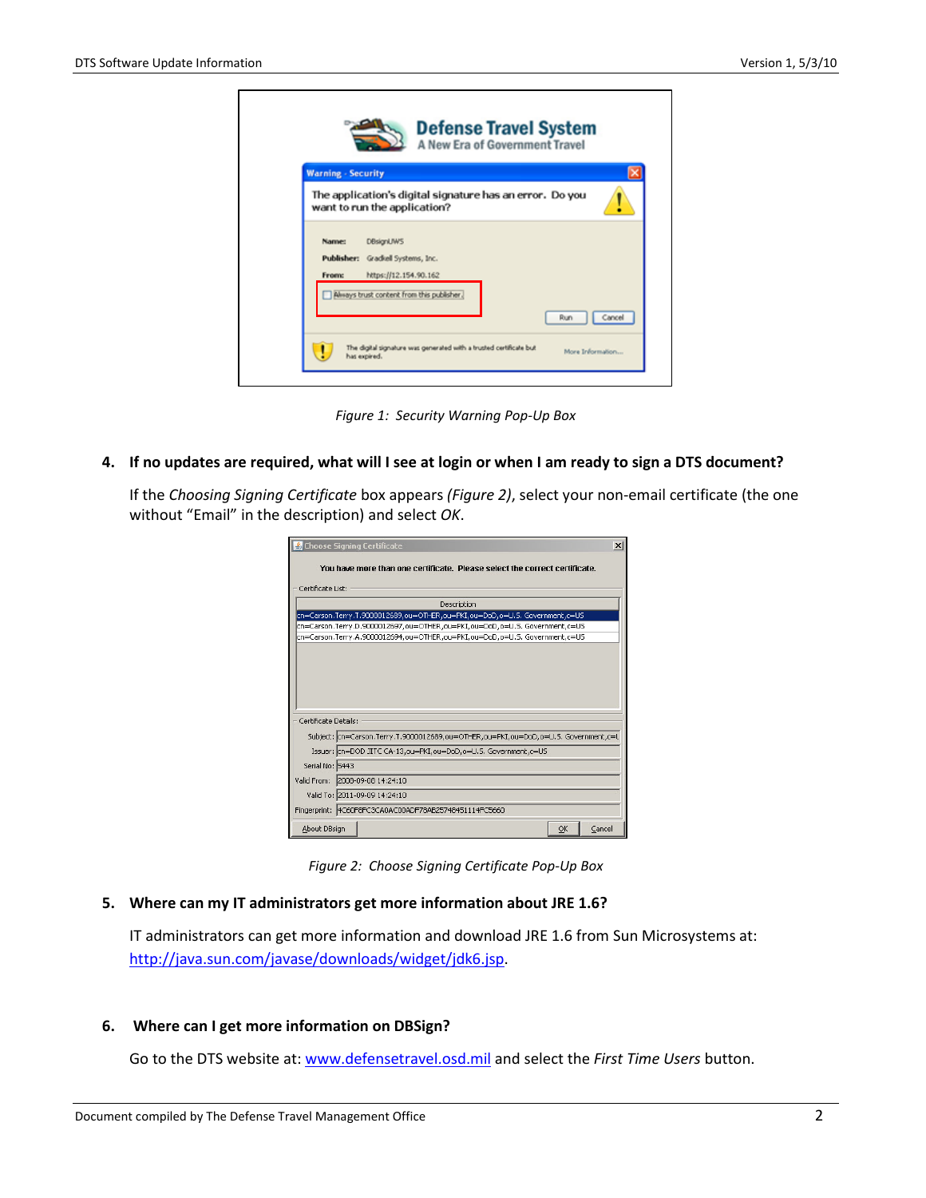*Figure 1: Security Warning Pop-Up Box*

**4. If no updates are required, what will I see at login or when I am ready to sign a DTS document?**

If the *Choosing Signing Certificate* box appears *(Figure 2)*, select your non-email certificate (the one without "Email" in the description) and select *OK*.

*Figure 2: Choose Signing Certificate Pop-Up Box*

**5. Where can my IT administrators get more information about JRE 1.6?**

IT administrators can get more information and download JRE 1.6 from Sun Microsystems at: http://java.sun.com/javase/downloads/widget/jdk6.jsp.

**6. Where can I get more information on DBSign?**

Go to the DTS website at: www.defensetravel.osd.mil and select the *First Time Users* button.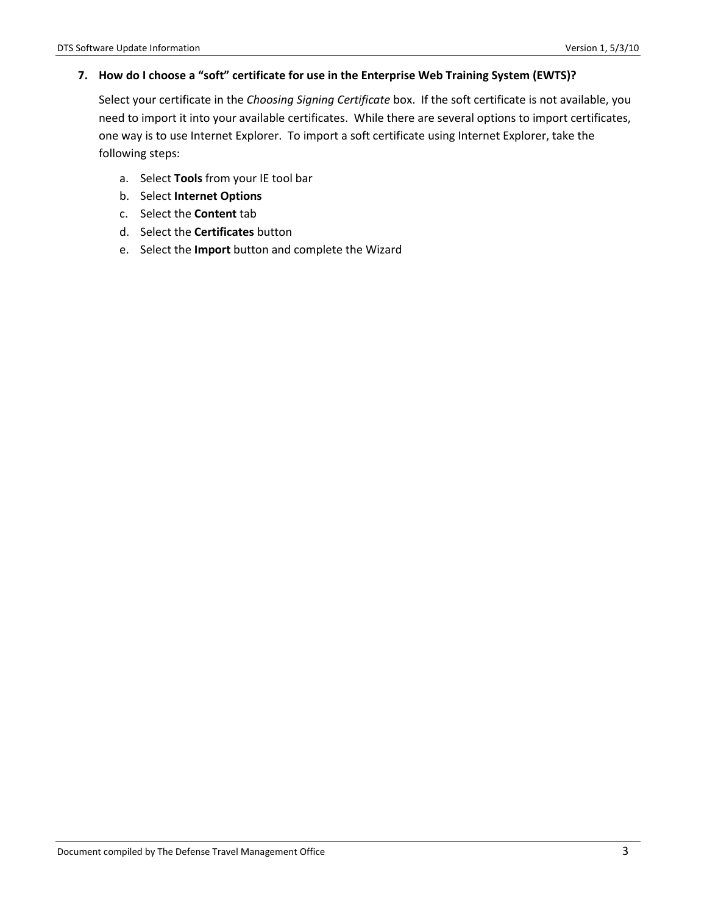7. **How do I choose a "soft" certificate for use in the Enterprise Web Training System (EWTS)?**

   Select your certificate in the *Choosing Signing Certificate* box. If the soft certificate is not available, you need to import it into your available certificates. While there are several options to import certificates, one way is to use Internet Explorer. To import a soft certificate using Internet Explorer, take the following steps:

   a. Select **Tools** from your IE tool bar
   b. Select **Internet Options**
   c. Select the **Content** tab
   d. Select the **Certificates** button
   e. Select the **Import** button and complete the Wizard